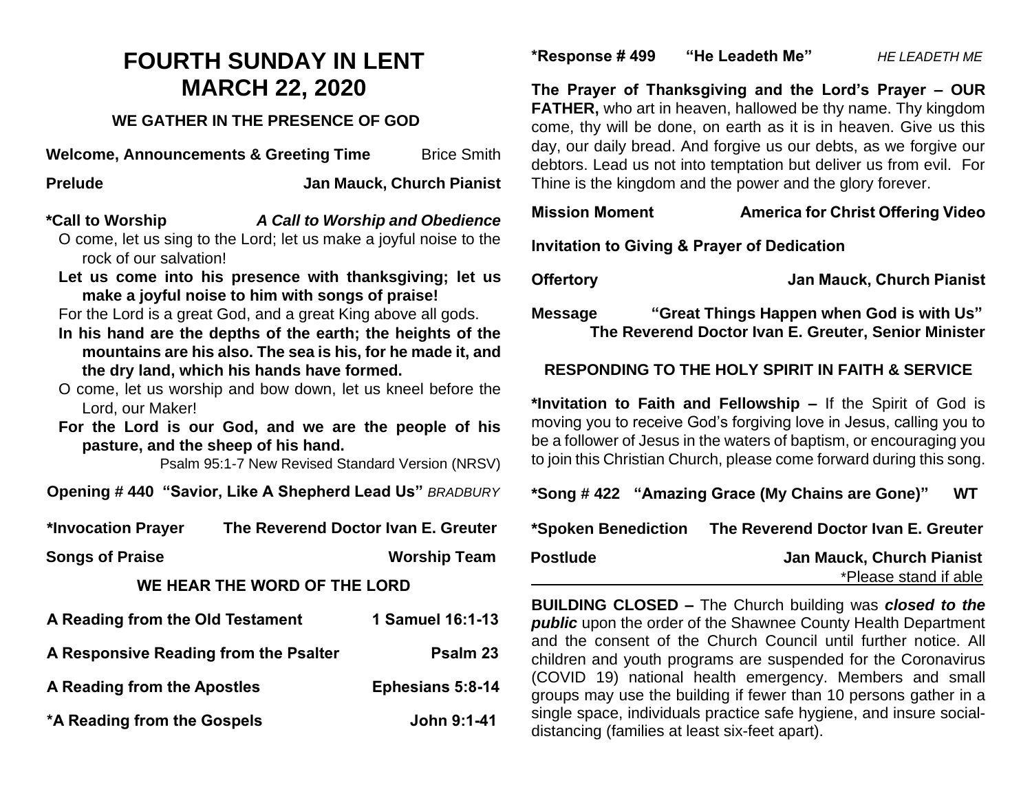# FOURTH SUNDAY IN LENT
# MARCH 22, 2020

## WE GATHER IN THE PRESENCE OF GOD

**Welcome, Announcements & Greeting Time** Brice Smith

**Prelude** **Jan Mauck, Church Pianist**

**\*Call to Worship** ***A Call to Worship and Obedience***

O come, let us sing to the Lord; let us make a joyful noise to the rock of our salvation!

**Let us come into his presence with thanksgiving; let us make a joyful noise to him with songs of praise!**

For the Lord is a great God, and a great King above all gods.

**In his hand are the depths of the earth; the heights of the mountains are his also. The sea is his, for he made it, and the dry land, which his hands have formed.**

O come, let us worship and bow down, let us kneel before the Lord, our Maker!

**For the Lord is our God, and we are the people of his pasture, and the sheep of his hand.**

Psalm 95:1-7 New Revised Standard Version (NRSV)

**Opening # 440 "Savior, Like A Shepherd Lead Us"** *BRADBURY*

**\*Invocation Prayer** **The Reverend Doctor Ivan E. Greuter**

**Songs of Praise** **Worship Team**

## WE HEAR THE WORD OF THE LORD

**A Reading from the Old Testament** **1 Samuel 16:1-13**

**A Responsive Reading from the Psalter** **Psalm 23**

**A Reading from the Apostles** **Ephesians 5:8-14**

**\*A Reading from the Gospels** **John 9:1-41**

**\*Response # 499 "He Leadeth Me"** *HE LEADETH ME*

**The Prayer of Thanksgiving and the Lord's Prayer – OUR FATHER,** who art in heaven, hallowed be thy name. Thy kingdom come, thy will be done, on earth as it is in heaven. Give us this day, our daily bread. And forgive us our debts, as we forgive our debtors. Lead us not into temptation but deliver us from evil. For Thine is the kingdom and the power and the glory forever.

**Mission Moment** **America for Christ Offering Video**

**Invitation to Giving & Prayer of Dedication**

**Offertory** **Jan Mauck, Church Pianist**

**Message** **"Great Things Happen when God is with Us"**
**The Reverend Doctor Ivan E. Greuter, Senior Minister**

## RESPONDING TO THE HOLY SPIRIT IN FAITH & SERVICE

**\*Invitation to Faith and Fellowship –** If the Spirit of God is moving you to receive God's forgiving love in Jesus, calling you to be a follower of Jesus in the waters of baptism, or encouraging you to join this Christian Church, please come forward during this song.

**\*Song # 422 "Amazing Grace (My Chains are Gone)" WT**

**\*Spoken Benediction** **The Reverend Doctor Ivan E. Greuter**

**Postlude** **Jan Mauck, Church Pianist**

\*Please stand if able

---

**BUILDING CLOSED –** The Church building was ***closed to the public*** upon the order of the Shawnee County Health Department and the consent of the Church Council until further notice. All children and youth programs are suspended for the Coronavirus (COVID 19) national health emergency. Members and small groups may use the building if fewer than 10 persons gather in a single space, individuals practice safe hygiene, and insure social-distancing (families at least six-feet apart).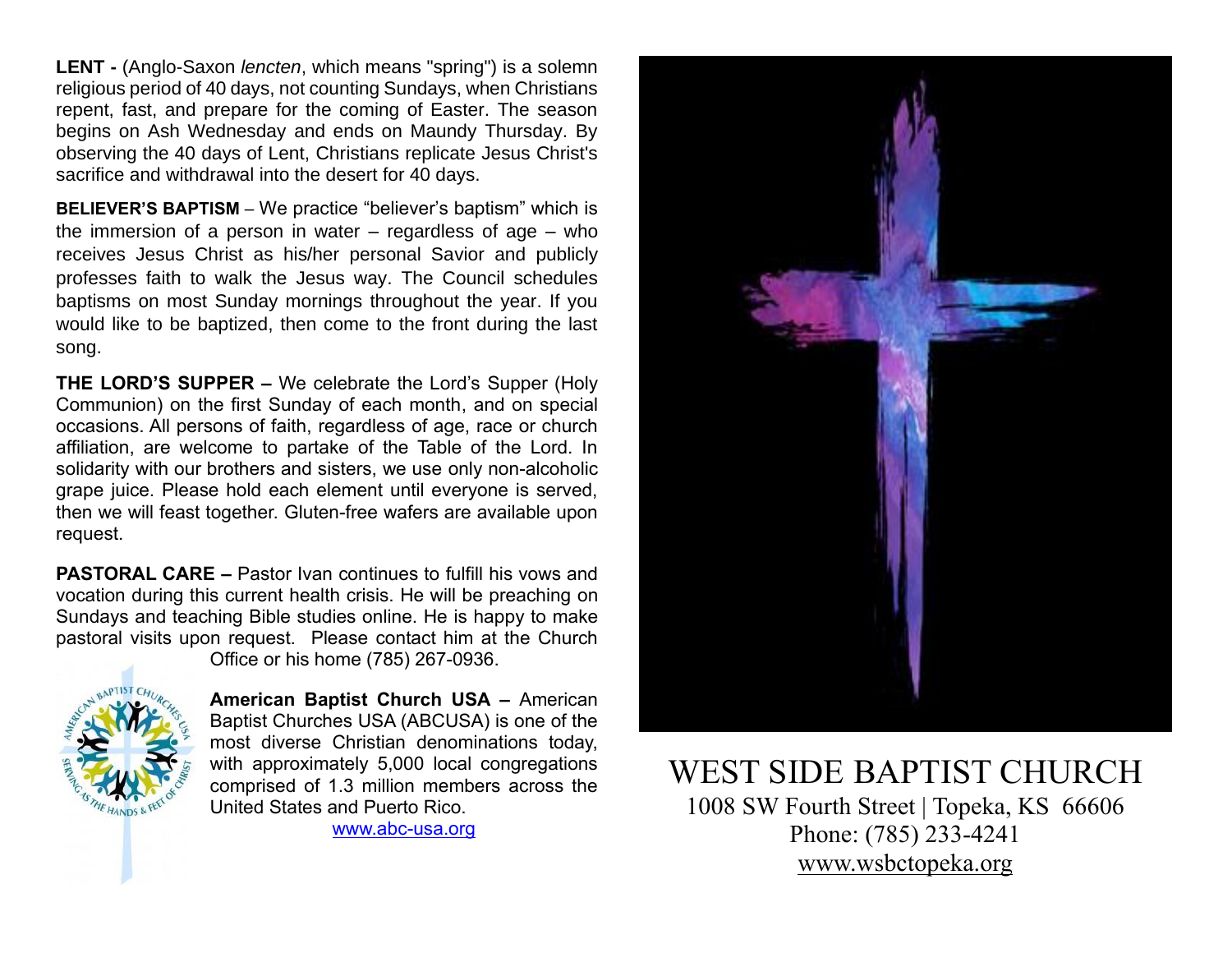**LENT -** (Anglo-Saxon *lencten*, which means "spring") is a solemn religious period of 40 days, not counting Sundays, when Christians repent, fast, and prepare for the coming of Easter. The season begins on Ash Wednesday and ends on Maundy Thursday. By observing the 40 days of Lent, Christians replicate Jesus Christ's sacrifice and withdrawal into the desert for 40 days.

**BELIEVER'S BAPTISM** – We practice "believer's baptism" which is the immersion of a person in water – regardless of age – who receives Jesus Christ as his/her personal Savior and publicly professes faith to walk the Jesus way. The Council schedules baptisms on most Sunday mornings throughout the year. If you would like to be baptized, then come to the front during the last song.

**THE LORD'S SUPPER –** We celebrate the Lord's Supper (Holy Communion) on the first Sunday of each month, and on special occasions. All persons of faith, regardless of age, race or church affiliation, are welcome to partake of the Table of the Lord. In solidarity with our brothers and sisters, we use only non-alcoholic grape juice. Please hold each element until everyone is served, then we will feast together. Gluten-free wafers are available upon request.

**PASTORAL CARE –** Pastor Ivan continues to fulfill his vows and vocation during this current health crisis. He will be preaching on Sundays and teaching Bible studies online. He is happy to make pastoral visits upon request. Please contact him at the Church Office or his home (785) 267-0936.

**American Baptist Church USA –** American Baptist Churches USA (ABCUSA) is one of the most diverse Christian denominations today, with approximately 5,000 local congregations comprised of 1.3 million members across the United States and Puerto Rico.

www.abc-usa.org

# WEST SIDE BAPTIST CHURCH

1008 SW Fourth Street | Topeka, KS 66606

Phone: (785) 233-4241

www.wsbctopeka.org